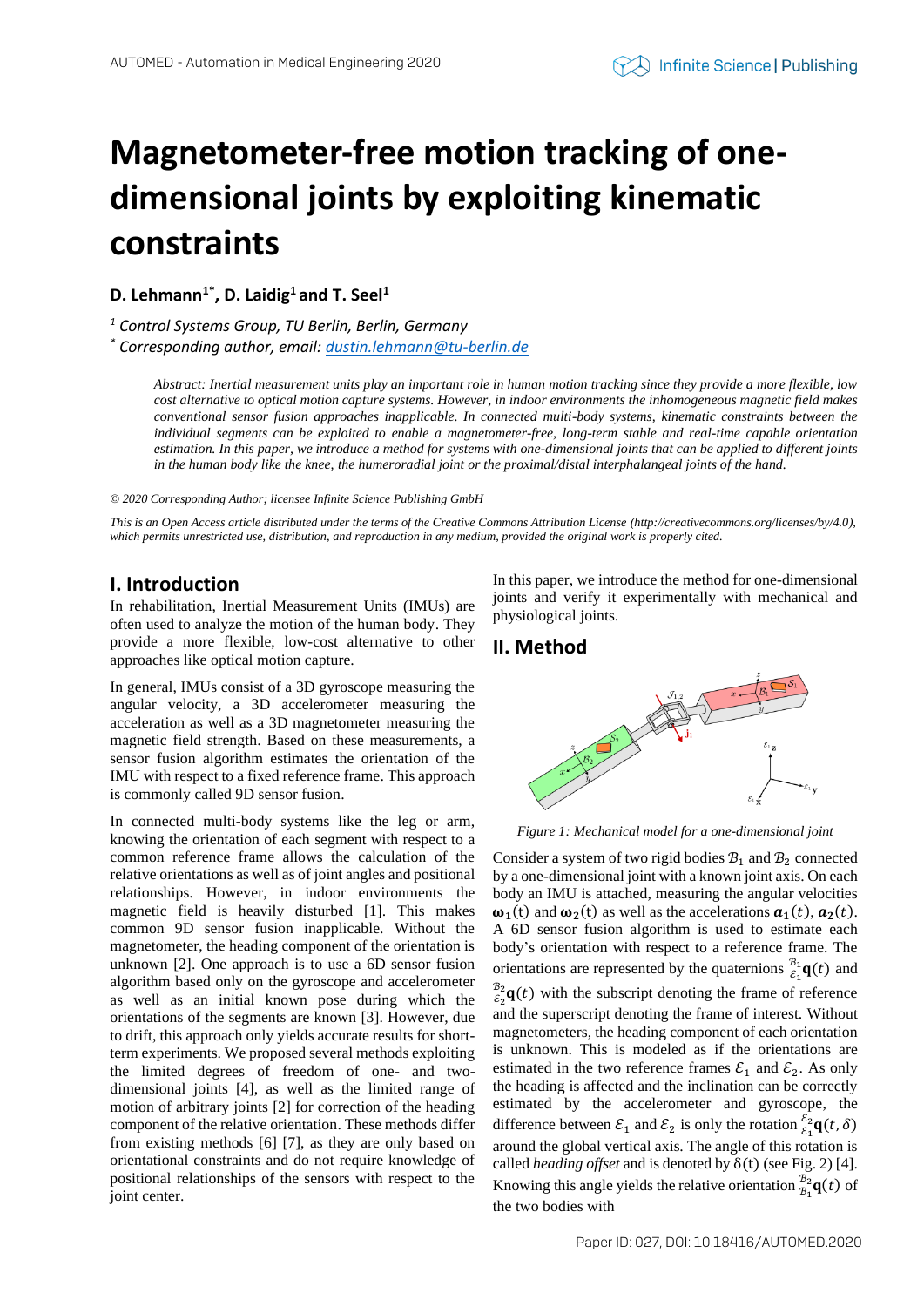# Magnetometer-free motion tracking of one-dimensional joints by exploiting kinematic constraints

**D. Lehmann[1*], D. Laidig[1] and T. Seel[1]**

*[1] Control Systems Group, TU Berlin, Berlin, Germany*
*[*] Corresponding author, email: dustin.lehmann@tu-berlin.de*

*Abstract: Inertial measurement units play an important role in human motion tracking since they provide a more flexible, low cost alternative to optical motion capture systems. However, in indoor environments the inhomogeneous magnetic field makes conventional sensor fusion approaches inapplicable. In connected multi-body systems, kinematic constraints between the individual segments can be exploited to enable a magnetometer-free, long-term stable and real-time capable orientation estimation. In this paper, we introduce a method for systems with one-dimensional joints that can be applied to different joints in the human body like the knee, the humeroradial joint or the proximal/distal interphalangeal joints of the hand.*

*© 2020 Corresponding Author; licensee Infinite Science Publishing GmbH*

*This is an Open Access article distributed under the terms of the Creative Commons Attribution License (http://creativecommons.org/licenses/by/4.0), which permits unrestricted use, distribution, and reproduction in any medium, provided the original work is properly cited.*

## I. Introduction

In rehabilitation, Inertial Measurement Units (IMUs) are often used to analyze the motion of the human body. They provide a more flexible, low-cost alternative to other approaches like optical motion capture.

In general, IMUs consist of a 3D gyroscope measuring the angular velocity, a 3D accelerometer measuring the acceleration as well as a 3D magnetometer measuring the magnetic field strength. Based on these measurements, a sensor fusion algorithm estimates the orientation of the IMU with respect to a fixed reference frame. This approach is commonly called 9D sensor fusion.

In connected multi-body systems like the leg or arm, knowing the orientation of each segment with respect to a common reference frame allows the calculation of the relative orientations as well as of joint angles and positional relationships. However, in indoor environments the magnetic field is heavily disturbed [1]. This makes common 9D sensor fusion inapplicable. Without the magnetometer, the heading component of the orientation is unknown [2]. One approach is to use a 6D sensor fusion algorithm based only on the gyroscope and accelerometer as well as an initial known pose during which the orientations of the segments are known [3]. However, due to drift, this approach only yields accurate results for short-term experiments. We proposed several methods exploiting the limited degrees of freedom of one- and two-dimensional joints [4], as well as the limited range of motion of arbitrary joints [2] for correction of the heading component of the relative orientation. These methods differ from existing methods [6] [7], as they are only based on orientational constraints and do not require knowledge of positional relationships of the sensors with respect to the joint center.

In this paper, we introduce the method for one-dimensional joints and verify it experimentally with mechanical and physiological joints.

## II. Method

*Figure 1: Mechanical model for a one-dimensional joint*

Consider a system of two rigid bodies $\mathcal{B}_1$ and $\mathcal{B}_2$ connected by a one-dimensional joint with a known joint axis. On each body an IMU is attached, measuring the angular velocities $\boldsymbol{\omega}_1(t)$ and $\boldsymbol{\omega}_2(t)$ as well as the accelerations $\boldsymbol{a}_1(t)$, $\boldsymbol{a}_2(t)$. A 6D sensor fusion algorithm is used to estimate each body's orientation with respect to a reference frame. The orientations are represented by the quaternions ${}^{\mathcal{B}_1}_{\mathcal{E}_1}\mathbf{q}(t)$ and ${}^{\mathcal{B}_2}_{\mathcal{E}_2}\mathbf{q}(t)$ with the subscript denoting the frame of reference and the superscript denoting the frame of interest. Without magnetometers, the heading component of each orientation is unknown. This is modeled as if the orientations are estimated in the two reference frames $\mathcal{E}_1$ and $\mathcal{E}_2$. As only the heading is affected and the inclination can be correctly estimated by the accelerometer and gyroscope, the difference between $\mathcal{E}_1$ and $\mathcal{E}_2$ is only the rotation ${}^{\mathcal{E}_2}_{\mathcal{E}_1}\mathbf{q}(t, \delta)$ around the global vertical axis. The angle of this rotation is called *heading offset* and is denoted by $\delta(t)$ (see Fig. 2) [4]. Knowing this angle yields the relative orientation ${}^{\mathcal{B}_2}_{\mathcal{B}_1}\mathbf{q}(t)$ of the two bodies with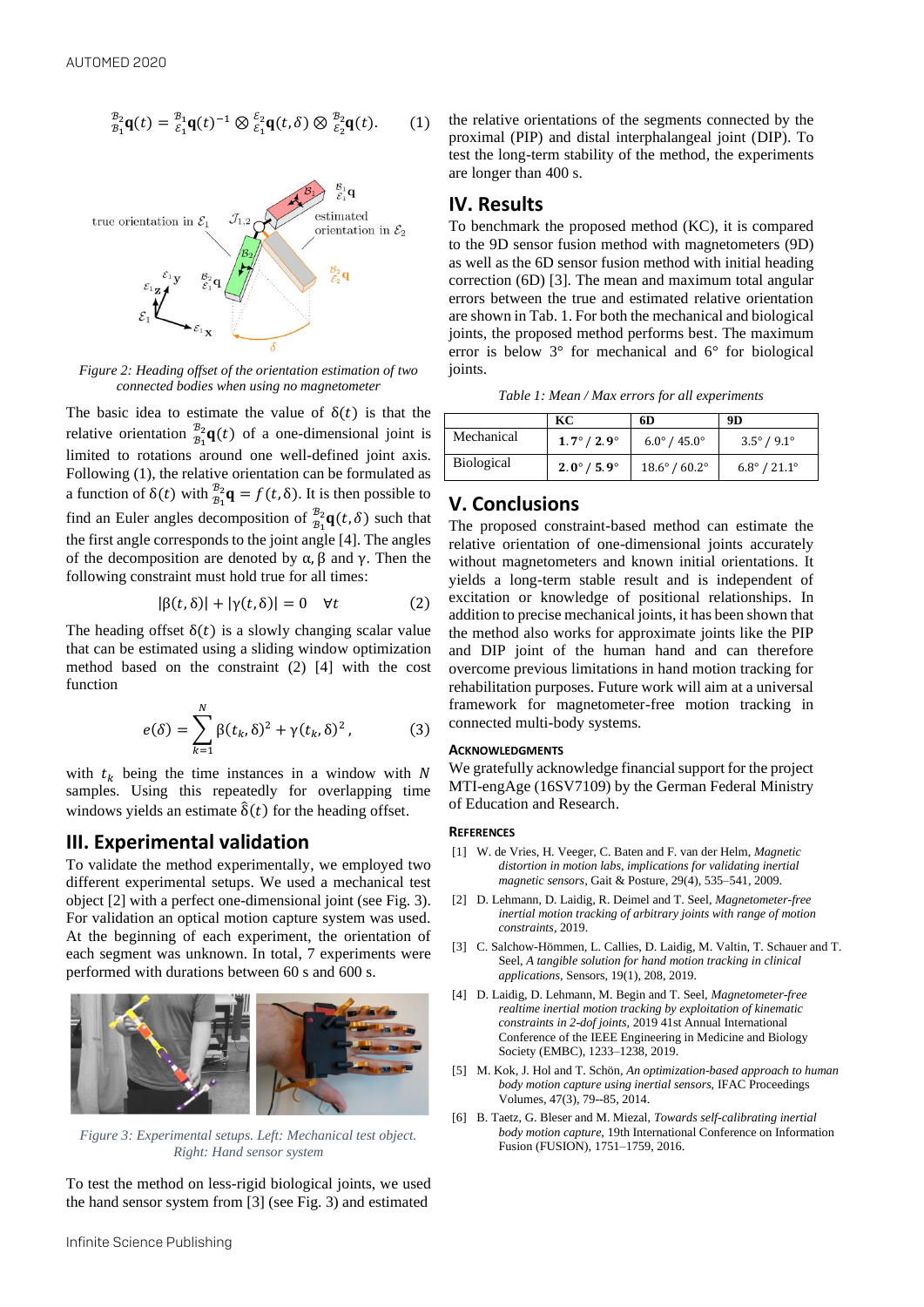$$ {}^{\mathcal{B}_2}_{\mathcal{B}_1}\mathbf{q}(t) = {}^{\mathcal{B}_1}_{\mathcal{E}_1}\mathbf{q}(t)^{-1} \otimes {}^{\mathcal{E}_2}_{\mathcal{E}_1}\mathbf{q}(t,\delta) \otimes {}^{\mathcal{B}_2}_{\mathcal{E}_2}\mathbf{q}(t). \qquad (1) $$

true orientation in $\mathcal{E}_1$

estimated orientation in $\mathcal{E}_2$

*Figure 2: Heading offset of the orientation estimation of two connected bodies when using no magnetometer*

The basic idea to estimate the value of $\delta(t)$ is that the relative orientation ${}^{\mathcal{B}_2}_{\mathcal{B}_1}\mathbf{q}(t)$ of a one-dimensional joint is limited to rotations around one well-defined joint axis. Following (1), the relative orientation can be formulated as a function of $\delta(t)$ with ${}^{\mathcal{B}_2}_{\mathcal{B}_1}\mathbf{q} = f(t,\delta)$. It is then possible to find an Euler angles decomposition of ${}^{\mathcal{B}_2}_{\mathcal{B}_1}\mathbf{q}(t,\delta)$ such that the first angle corresponds to the joint angle [4]. The angles of the decomposition are denoted by $\alpha, \beta$ and $\gamma$. Then the following constraint must hold true for all times:

$$ |\beta(t,\delta)| + |\gamma(t,\delta)| = 0 \quad \forall t \qquad (2) $$

The heading offset $\delta(t)$ is a slowly changing scalar value that can be estimated using a sliding window optimization method based on the constraint (2) [4] with the cost function

$$ e(\delta) = \sum_{k=1}^{N} \beta(t_k,\delta)^2 + \gamma(t_k,\delta)^2, \qquad (3) $$

with $t_k$ being the time instances in a window with $N$ samples. Using this repeatedly for overlapping time windows yields an estimate $\hat{\delta}(t)$ for the heading offset.

## III. Experimental validation

To validate the method experimentally, we employed two different experimental setups. We used a mechanical test object [2] with a perfect one-dimensional joint (see Fig. 3). For validation an optical motion capture system was used. At the beginning of each experiment, the orientation of each segment was unknown. In total, 7 experiments were performed with durations between 60 s and 600 s.

*Figure 3: Experimental setups. Left: Mechanical test object. Right: Hand sensor system*

To test the method on less-rigid biological joints, we used the hand sensor system from [3] (see Fig. 3) and estimated the relative orientations of the segments connected by the proximal (PIP) and distal interphalangeal joint (DIP). To test the long-term stability of the method, the experiments are longer than 400 s.

## IV. Results

To benchmark the proposed method (KC), it is compared to the 9D sensor fusion method with magnetometers (9D) as well as the 6D sensor fusion method with initial heading correction (6D) [3]. The mean and maximum total angular errors between the true and estimated relative orientation are shown in Tab. 1. For both the mechanical and biological joints, the proposed method performs best. The maximum error is below 3° for mechanical and 6° for biological joints.

*Table 1: Mean / Max errors for all experiments*

| | KC | 6D | 9D |
|---|---|---|---|
| Mechanical | **1.7° / 2.9°** | 6.0° / 45.0° | 3.5° / 9.1° |
| Biological | **2.0° / 5.9°** | 18.6° / 60.2° | 6.8° / 21.1° |

## V. Conclusions

The proposed constraint-based method can estimate the relative orientation of one-dimensional joints accurately without magnetometers and known initial orientations. It yields a long-term stable result and is independent of excitation or knowledge of positional relationships. In addition to precise mechanical joints, it has been shown that the method also works for approximate joints like the PIP and DIP joint of the human hand and can therefore overcome previous limitations in hand motion tracking for rehabilitation purposes. Future work will aim at a universal framework for magnetometer-free motion tracking in connected multi-body systems.

### Acknowledgments

We gratefully acknowledge financial support for the project MTI-engAge (16SV7109) by the German Federal Ministry of Education and Research.

### References

[1] W. de Vries, H. Veeger, C. Baten and F. van der Helm, *Magnetic distortion in motion labs, implications for validating inertial magnetic sensors*, Gait & Posture, 29(4), 535–541, 2009.

[2] D. Lehmann, D. Laidig, R. Deimel and T. Seel, *Magnetometer-free inertial motion tracking of arbitrary joints with range of motion constraints*, 2019.

[3] C. Salchow-Hömmen, L. Callies, D. Laidig, M. Valtin, T. Schauer and T. Seel, *A tangible solution for hand motion tracking in clinical applications*, Sensors, 19(1), 208, 2019.

[4] D. Laidig, D. Lehmann, M. Begin and T. Seel, *Magnetometer-free realtime inertial motion tracking by exploitation of kinematic constraints in 2-dof joints*, 2019 41st Annual International Conference of the IEEE Engineering in Medicine and Biology Society (EMBC), 1233–1238, 2019.

[5] M. Kok, J. Hol and T. Schön, *An optimization-based approach to human body motion capture using inertial sensors*, IFAC Proceedings Volumes, 47(3), 79--85, 2014.

[6] B. Taetz, G. Bleser and M. Miezal, *Towards self-calibrating inertial body motion capture*, 19th International Conference on Information Fusion (FUSION), 1751–1759, 2016.